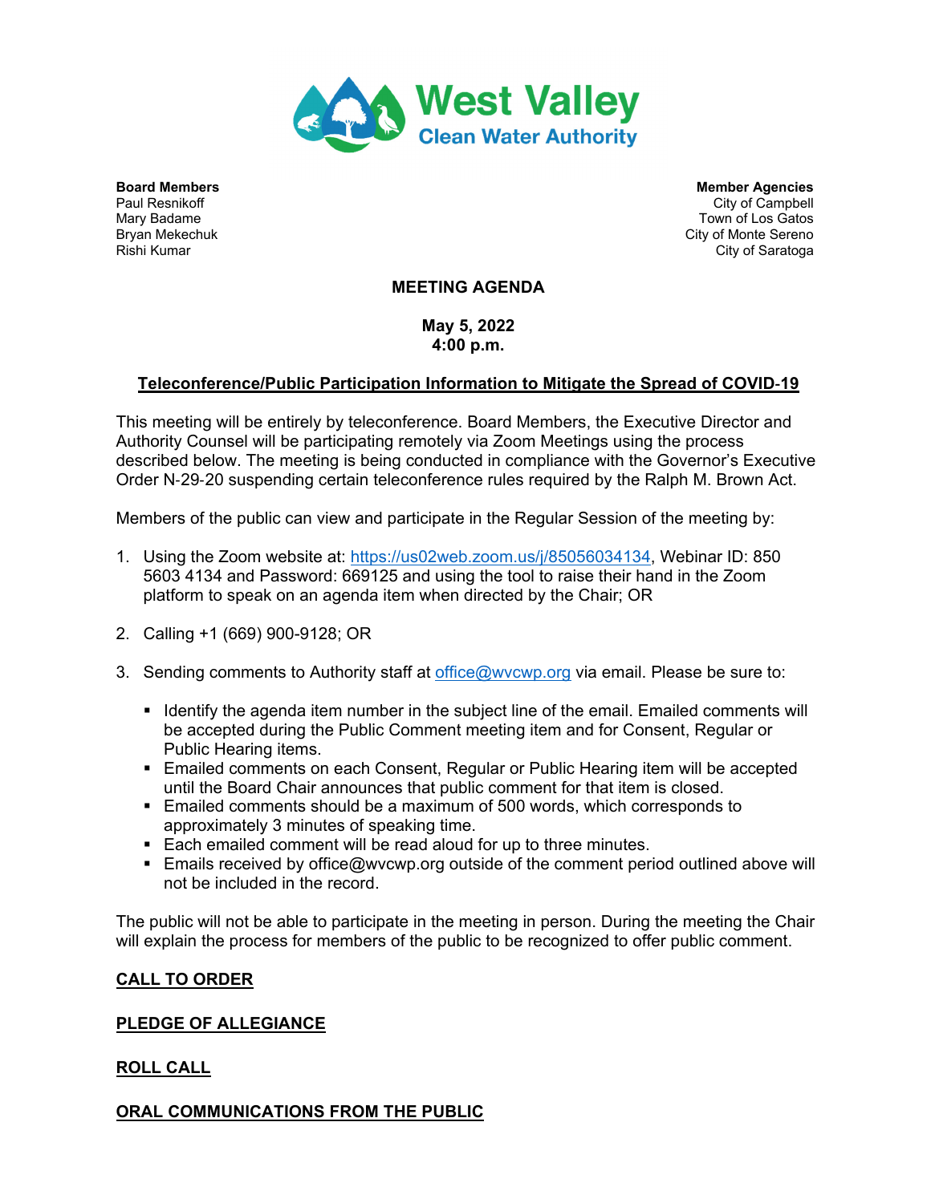# West Valley Clean Water Authority

**Board Members**
Paul Resnikoff
Mary Badame
Bryan Mekechuk
Rishi Kumar

**Member Agencies**
City of Campbell
Town of Los Gatos
City of Monte Sereno
City of Saratoga

## MEETING AGENDA

**May 5, 2022**
**4:00 p.m.**

### Teleconference/Public Participation Information to Mitigate the Spread of COVID-19

This meeting will be entirely by teleconference. Board Members, the Executive Director and Authority Counsel will be participating remotely via Zoom Meetings using the process described below. The meeting is being conducted in compliance with the Governor's Executive Order N-29-20 suspending certain teleconference rules required by the Ralph M. Brown Act.

Members of the public can view and participate in the Regular Session of the meeting by:

1. Using the Zoom website at: https://us02web.zoom.us/j/85056034134, Webinar ID: 850 5603 4134 and Password: 669125 and using the tool to raise their hand in the Zoom platform to speak on an agenda item when directed by the Chair; OR

2. Calling +1 (669) 900-9128; OR

3. Sending comments to Authority staff at office@wvcwp.org via email. Please be sure to:

   - Identify the agenda item number in the subject line of the email. Emailed comments will be accepted during the Public Comment meeting item and for Consent, Regular or Public Hearing items.
   - Emailed comments on each Consent, Regular or Public Hearing item will be accepted until the Board Chair announces that public comment for that item is closed.
   - Emailed comments should be a maximum of 500 words, which corresponds to approximately 3 minutes of speaking time.
   - Each emailed comment will be read aloud for up to three minutes.
   - Emails received by office@wvcwp.org outside of the comment period outlined above will not be included in the record.

The public will not be able to participate in the meeting in person. During the meeting the Chair will explain the process for members of the public to be recognized to offer public comment.

### CALL TO ORDER

### PLEDGE OF ALLEGIANCE

### ROLL CALL

### ORAL COMMUNICATIONS FROM THE PUBLIC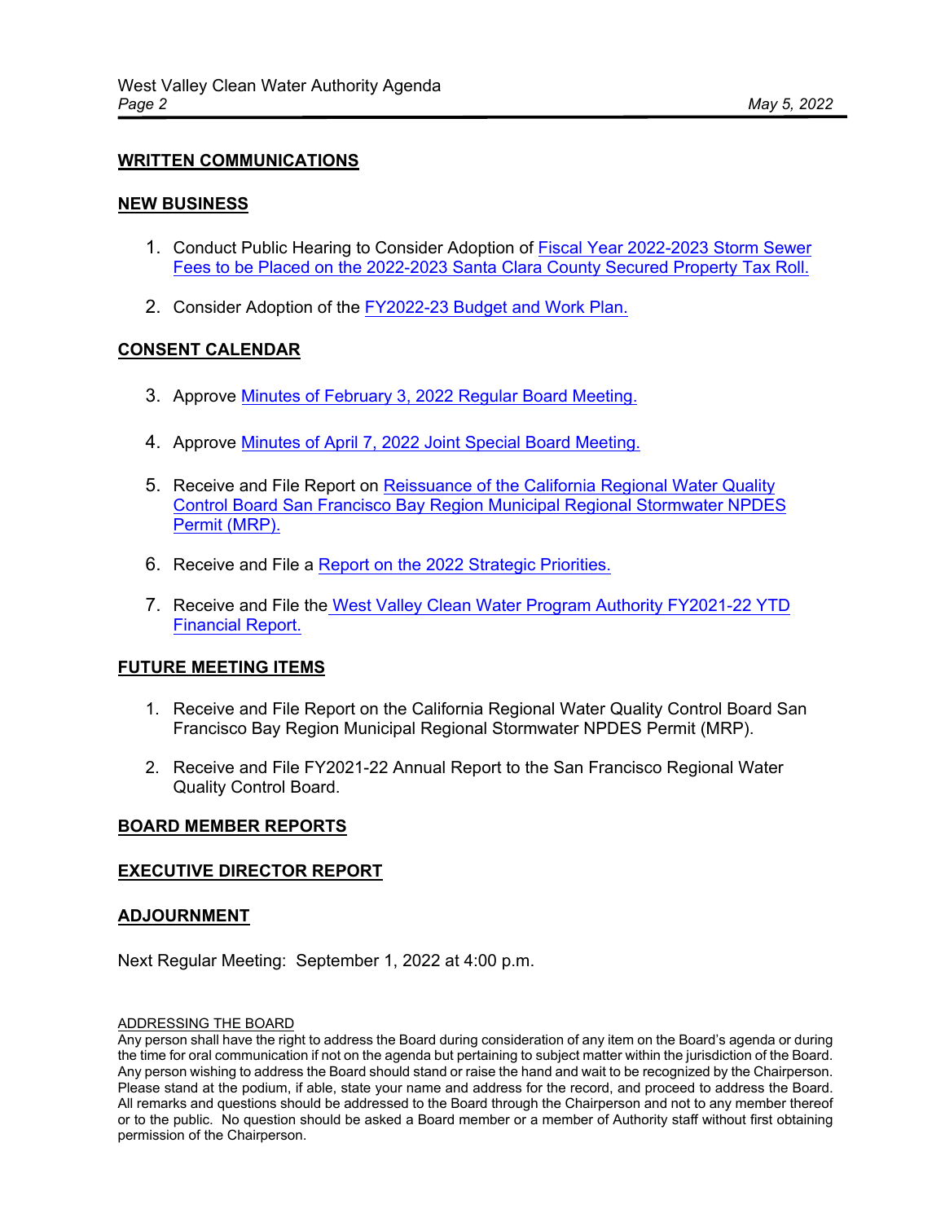## WRITTEN COMMUNICATIONS

## NEW BUSINESS

1. Conduct Public Hearing to Consider Adoption of Fiscal Year 2022-2023 Storm Sewer Fees to be Placed on the 2022-2023 Santa Clara County Secured Property Tax Roll.

2. Consider Adoption of the FY2022-23 Budget and Work Plan.

## CONSENT CALENDAR

3. Approve Minutes of February 3, 2022 Regular Board Meeting.

4. Approve Minutes of April 7, 2022 Joint Special Board Meeting.

5. Receive and File Report on Reissuance of the California Regional Water Quality Control Board San Francisco Bay Region Municipal Regional Stormwater NPDES Permit (MRP).

6. Receive and File a Report on the 2022 Strategic Priorities.

7. Receive and File the West Valley Clean Water Program Authority FY2021-22 YTD Financial Report.

## FUTURE MEETING ITEMS

1. Receive and File Report on the California Regional Water Quality Control Board San Francisco Bay Region Municipal Regional Stormwater NPDES Permit (MRP).

2. Receive and File FY2021-22 Annual Report to the San Francisco Regional Water Quality Control Board.

## BOARD MEMBER REPORTS

## EXECUTIVE DIRECTOR REPORT

## ADJOURNMENT

Next Regular Meeting: September 1, 2022 at 4:00 p.m.

ADDRESSING THE BOARD

Any person shall have the right to address the Board during consideration of any item on the Board's agenda or during the time for oral communication if not on the agenda but pertaining to subject matter within the jurisdiction of the Board. Any person wishing to address the Board should stand or raise the hand and wait to be recognized by the Chairperson. Please stand at the podium, if able, state your name and address for the record, and proceed to address the Board. All remarks and questions should be addressed to the Board through the Chairperson and not to any member thereof or to the public. No question should be asked a Board member or a member of Authority staff without first obtaining permission of the Chairperson.